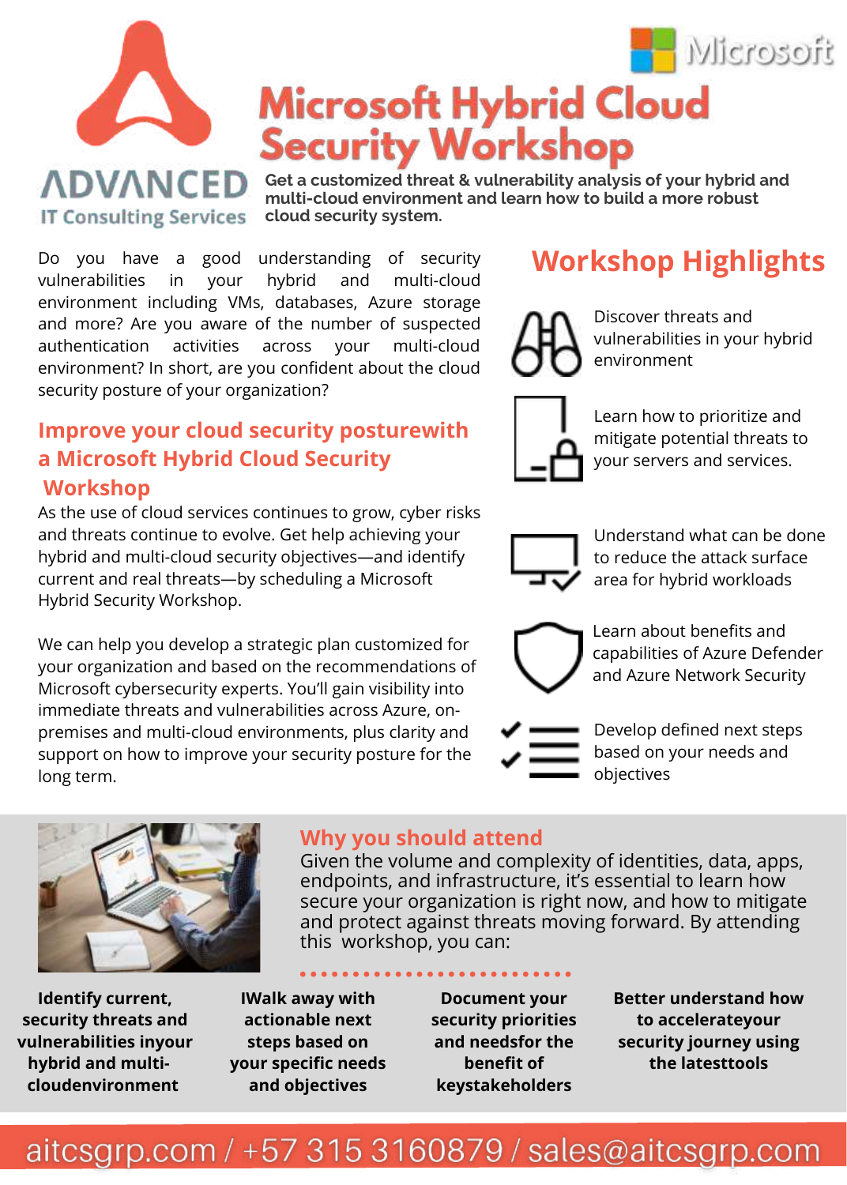ADVANCED
IT Consulting Services

Microsoft

# Microsoft Hybrid Cloud Security Workshop

**Get a customized threat & vulnerability analysis of your hybrid and multi-cloud environment and learn how to build a more robust cloud security system.**

Do you have a good understanding of security vulnerabilities in your hybrid and multi-cloud environment including VMs, databases, Azure storage and more? Are you aware of the number of suspected authentication activities across your multi-cloud environment? In short, are you confident about the cloud security posture of your organization?

## Improve your cloud security posturewith a Microsoft Hybrid Cloud Security Workshop

As the use of cloud services continues to grow, cyber risks and threats continue to evolve. Get help achieving your hybrid and multi-cloud security objectives—and identify current and real threats—by scheduling a Microsoft Hybrid Security Workshop.

We can help you develop a strategic plan customized for your organization and based on the recommendations of Microsoft cybersecurity experts. You'll gain visibility into immediate threats and vulnerabilities across Azure, on-premises and multi-cloud environments, plus clarity and support on how to improve your security posture for the long term.

## Workshop Highlights

- Discover threats and vulnerabilities in your hybrid environment
- Learn how to prioritize and mitigate potential threats to your servers and services.
- Understand what can be done to reduce the attack surface area for hybrid workloads
- Learn about benefits and capabilities of Azure Defender and Azure Network Security
- Develop defined next steps based on your needs and objectives

## Why you should attend

Given the volume and complexity of identities, data, apps, endpoints, and infrastructure, it's essential to learn how secure your organization is right now, and how to mitigate and protect against threats moving forward. By attending this workshop, you can:

- **Identify current, security threats and vulnerabilities inyour hybrid and multi-cloudenvironment**
- **IWalk away with actionable next steps based on your specific needs and objectives**
- **Document your security priorities and needsfor the benefit of keystakeholders**
- **Better understand how to accelerateyour security journey using the latesttools**

aitcsgrp.com / +57 315 3160879 / sales@aitcsgrp.com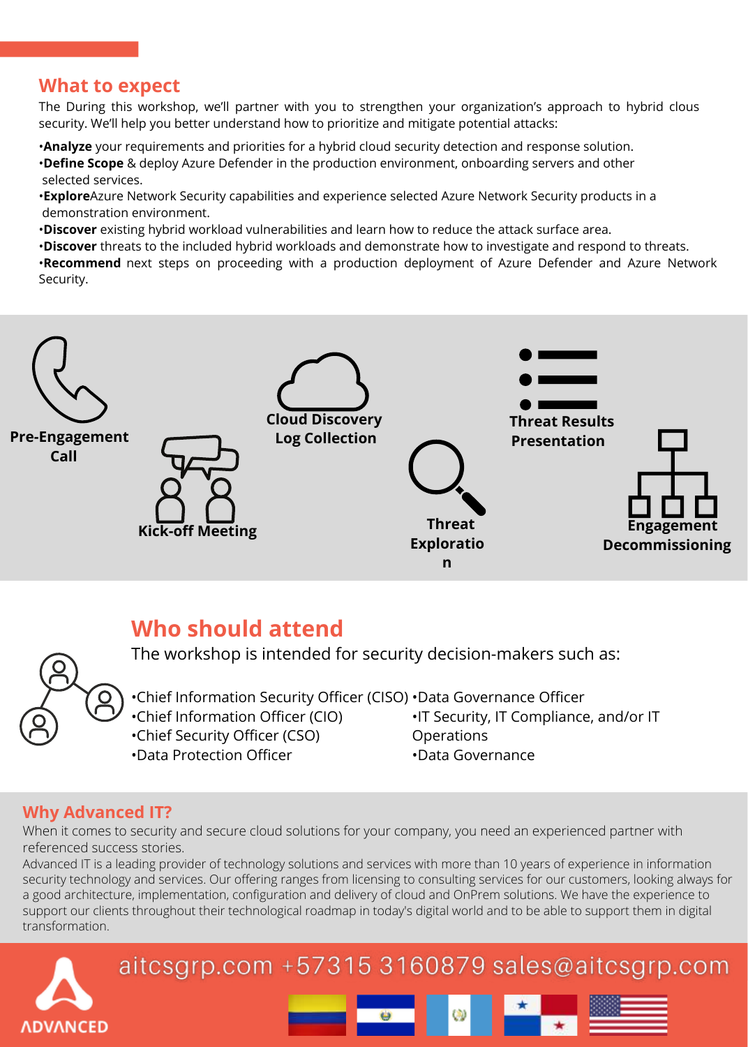## What to expect

The During this workshop, we'll partner with you to strengthen your organization's approach to hybrid clous security. We'll help you better understand how to prioritize and mitigate potential attacks:

- **Analyze** your requirements and priorities for a hybrid cloud security detection and response solution.
- **Define Scope** & deploy Azure Defender in the production environment, onboarding servers and other selected services.
- **Explore**Azure Network Security capabilities and experience selected Azure Network Security products in a demonstration environment.
- **Discover** existing hybrid workload vulnerabilities and learn how to reduce the attack surface area.
- **Discover** threats to the included hybrid workloads and demonstrate how to investigate and respond to threats.
- **Recommend** next steps on proceeding with a production deployment of Azure Defender and Azure Network Security.

**Pre-Engagement Call**

**Kick-off Meeting**

**Cloud Discovery Log Collection**

**Threat Exploration**

**Threat Results Presentation**

**Engagement Decommissioning**

## Who should attend

The workshop is intended for security decision-makers such as:

- Chief Information Security Officer (CISO)
- Chief Information Officer (CIO)
- Chief Security Officer (CSO)
- Data Protection Officer
- Data Governance Officer
- IT Security, IT Compliance, and/or IT Operations
- Data Governance

## Why Advanced IT?

When it comes to security and secure cloud solutions for your company, you need an experienced partner with referenced success stories.

Advanced IT is a leading provider of technology solutions and services with more than 10 years of experience in information security technology and services. Our offering ranges from licensing to consulting services for our customers, looking always for a good architecture, implementation, configuration and delivery of cloud and OnPrem solutions. We have the experience to support our clients throughout their technological roadmap in today's digital world and to be able to support them in digital transformation.

aitcsgrp.com +57315 3160879 sales@aitcsgrp.com

ADVANCED